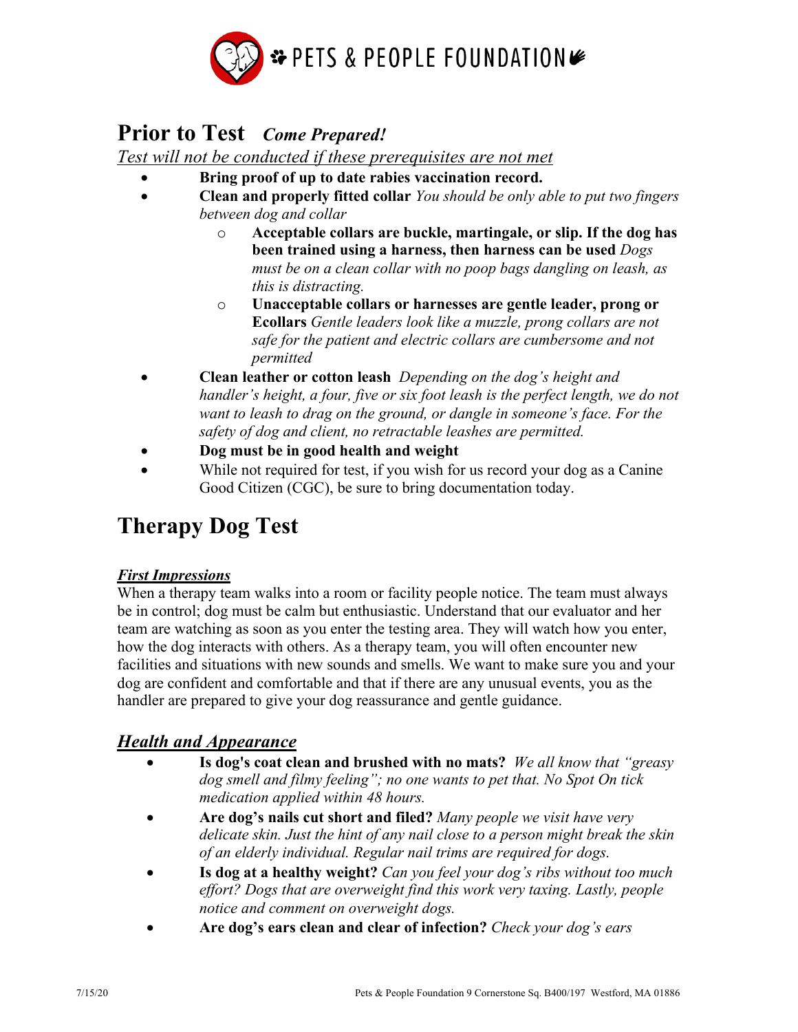PETS & PEOPLE FOUNDATION

# Prior to Test *Come Prepared!*

*Test will not be conducted if these prerequisites are not met*

- **Bring proof of up to date rabies vaccination record.**
- **Clean and properly fitted collar** *You should be only able to put two fingers between dog and collar*
  - **Acceptable collars are buckle, martingale, or slip. If the dog has been trained using a harness, then harness can be used** *Dogs must be on a clean collar with no poop bags dangling on leash, as this is distracting.*
  - **Unacceptable collars or harnesses are gentle leader, prong or Ecollars** *Gentle leaders look like a muzzle, prong collars are not safe for the patient and electric collars are cumbersome and not permitted*
- **Clean leather or cotton leash** *Depending on the dog's height and handler's height, a four, five or six foot leash is the perfect length, we do not want to leash to drag on the ground, or dangle in someone's face. For the safety of dog and client, no retractable leashes are permitted.*
- **Dog must be in good health and weight**
- While not required for test, if you wish for us record your dog as a Canine Good Citizen (CGC), be sure to bring documentation today.

# Therapy Dog Test

### ***First Impressions***

When a therapy team walks into a room or facility people notice. The team must always be in control; dog must be calm but enthusiastic. Understand that our evaluator and her team are watching as soon as you enter the testing area. They will watch how you enter, how the dog interacts with others. As a therapy team, you will often encounter new facilities and situations with new sounds and smells. We want to make sure you and your dog are confident and comfortable and that if there are any unusual events, you as the handler are prepared to give your dog reassurance and gentle guidance.

## ***Health and Appearance***

- **Is dog's coat clean and brushed with no mats?** *We all know that "greasy dog smell and filmy feeling"; no one wants to pet that. No Spot On tick medication applied within 48 hours.*
- **Are dog's nails cut short and filed?** *Many people we visit have very delicate skin. Just the hint of any nail close to a person might break the skin of an elderly individual. Regular nail trims are required for dogs.*
- **Is dog at a healthy weight?** *Can you feel your dog's ribs without too much effort? Dogs that are overweight find this work very taxing. Lastly, people notice and comment on overweight dogs.*
- **Are dog's ears clean and clear of infection?** *Check your dog's ears*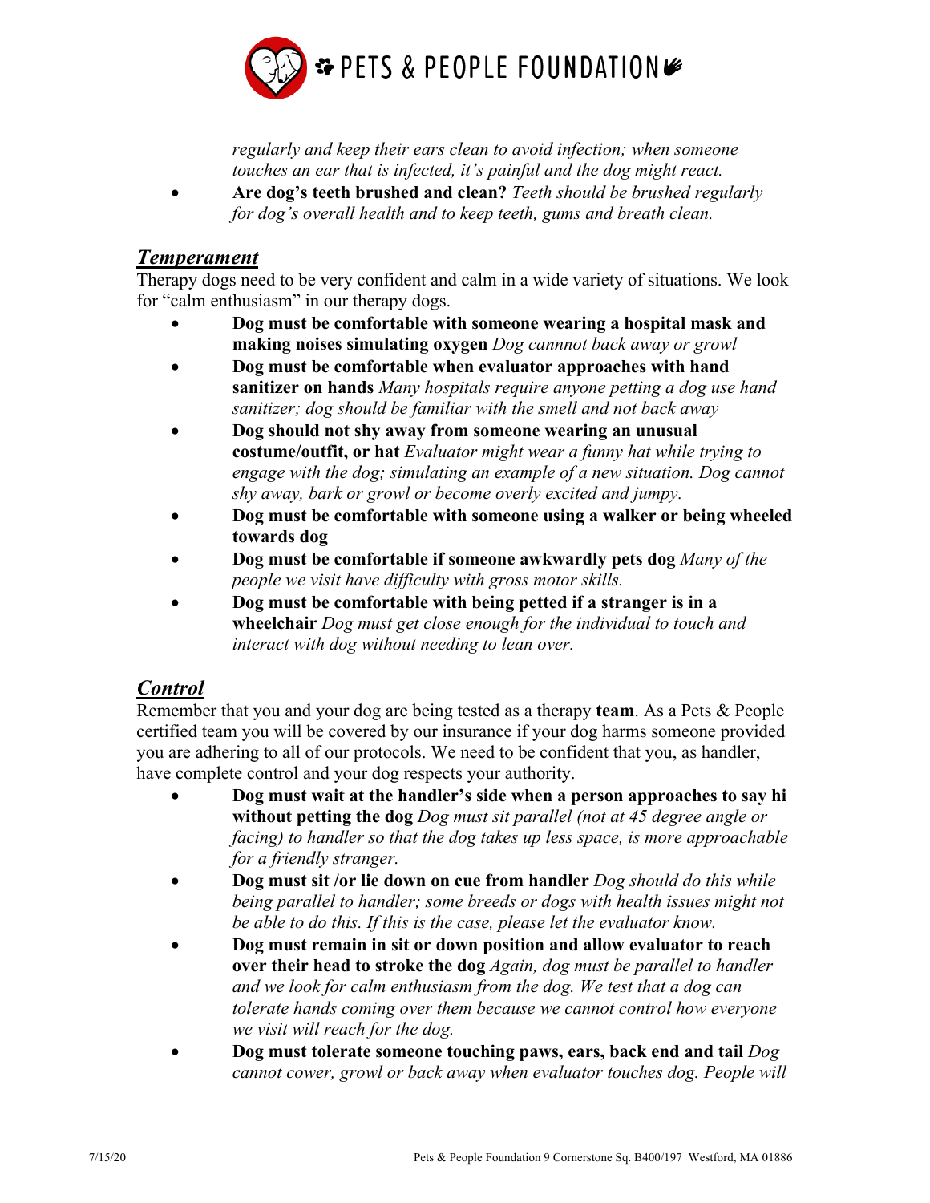*regularly and keep their ears clean to avoid infection; when someone touches an ear that is infected, it's painful and the dog might react.*

- **Are dog's teeth brushed and clean?** *Teeth should be brushed regularly for dog's overall health and to keep teeth, gums and breath clean.*

## ***Temperament***

Therapy dogs need to be very confident and calm in a wide variety of situations. We look for "calm enthusiasm" in our therapy dogs.

- **Dog must be comfortable with someone wearing a hospital mask and making noises simulating oxygen** *Dog cannot back away or growl*
- **Dog must be comfortable when evaluator approaches with hand sanitizer on hands** *Many hospitals require anyone petting a dog use hand sanitizer; dog should be familiar with the smell and not back away*
- **Dog should not shy away from someone wearing an unusual costume/outfit, or hat** *Evaluator might wear a funny hat while trying to engage with the dog; simulating an example of a new situation. Dog cannot shy away, bark or growl or become overly excited and jumpy.*
- **Dog must be comfortable with someone using a walker or being wheeled towards dog**
- **Dog must be comfortable if someone awkwardly pets dog** *Many of the people we visit have difficulty with gross motor skills.*
- **Dog must be comfortable with being petted if a stranger is in a wheelchair** *Dog must get close enough for the individual to touch and interact with dog without needing to lean over.*

## ***Control***

Remember that you and your dog are being tested as a therapy **team**. As a Pets & People certified team you will be covered by our insurance if your dog harms someone provided you are adhering to all of our protocols. We need to be confident that you, as handler, have complete control and your dog respects your authority.

- **Dog must wait at the handler's side when a person approaches to say hi without petting the dog** *Dog must sit parallel (not at 45 degree angle or facing) to handler so that the dog takes up less space, is more approachable for a friendly stranger.*
- **Dog must sit /or lie down on cue from handler** *Dog should do this while being parallel to handler; some breeds or dogs with health issues might not be able to do this. If this is the case, please let the evaluator know.*
- **Dog must remain in sit or down position and allow evaluator to reach over their head to stroke the dog** *Again, dog must be parallel to handler and we look for calm enthusiasm from the dog. We test that a dog can tolerate hands coming over them because we cannot control how everyone we visit will reach for the dog.*
- **Dog must tolerate someone touching paws, ears, back end and tail** *Dog cannot cower, growl or back away when evaluator touches dog. People will*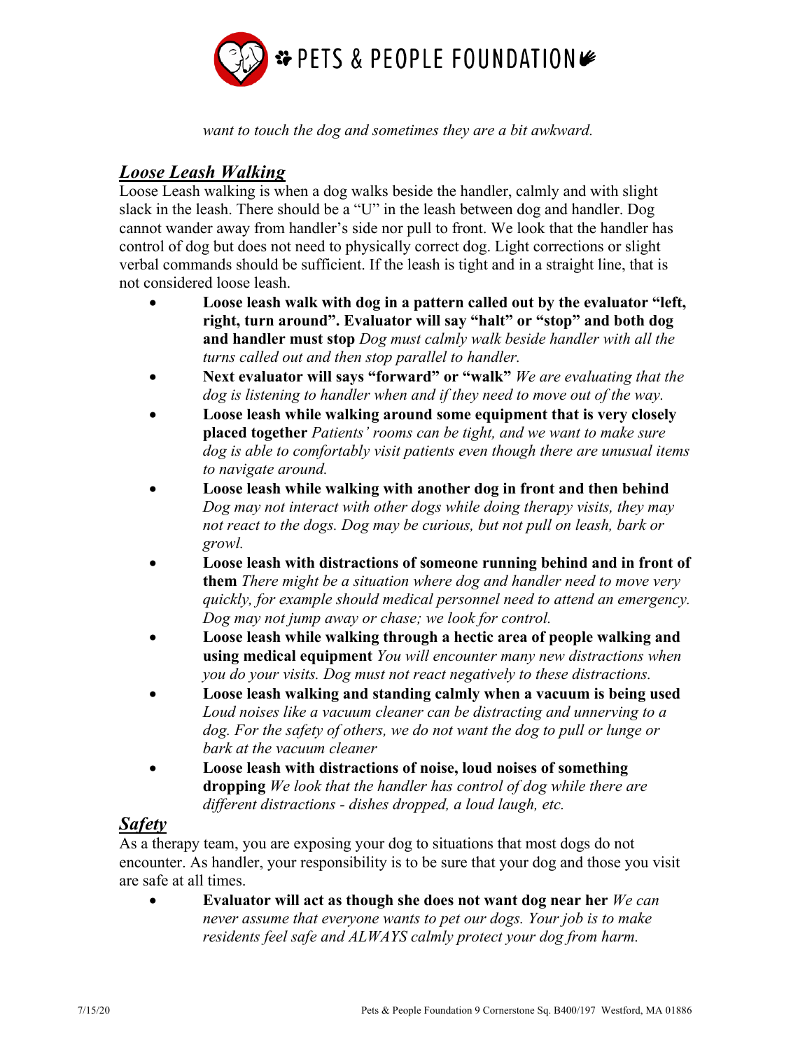*want to touch the dog and sometimes they are a bit awkward.*

## ***Loose Leash Walking***

Loose Leash walking is when a dog walks beside the handler, calmly and with slight slack in the leash. There should be a "U" in the leash between dog and handler. Dog cannot wander away from handler's side nor pull to front. We look that the handler has control of dog but does not need to physically correct dog. Light corrections or slight verbal commands should be sufficient. If the leash is tight and in a straight line, that is not considered loose leash.

- **Loose leash walk with dog in a pattern called out by the evaluator "left, right, turn around". Evaluator will say "halt" or "stop" and both dog and handler must stop** *Dog must calmly walk beside handler with all the turns called out and then stop parallel to handler.*
- **Next evaluator will says "forward" or "walk"** *We are evaluating that the dog is listening to handler when and if they need to move out of the way.*
- **Loose leash while walking around some equipment that is very closely placed together** *Patients' rooms can be tight, and we want to make sure dog is able to comfortably visit patients even though there are unusual items to navigate around.*
- **Loose leash while walking with another dog in front and then behind** *Dog may not interact with other dogs while doing therapy visits, they may not react to the dogs. Dog may be curious, but not pull on leash, bark or growl.*
- **Loose leash with distractions of someone running behind and in front of them** *There might be a situation where dog and handler need to move very quickly, for example should medical personnel need to attend an emergency. Dog may not jump away or chase; we look for control.*
- **Loose leash while walking through a hectic area of people walking and using medical equipment** *You will encounter many new distractions when you do your visits. Dog must not react negatively to these distractions.*
- **Loose leash walking and standing calmly when a vacuum is being used** *Loud noises like a vacuum cleaner can be distracting and unnerving to a dog. For the safety of others, we do not want the dog to pull or lunge or bark at the vacuum cleaner*
- **Loose leash with distractions of noise, loud noises of something dropping** *We look that the handler has control of dog while there are different distractions - dishes dropped, a loud laugh, etc.*

## ***Safety***

As a therapy team, you are exposing your dog to situations that most dogs do not encounter. As handler, your responsibility is to be sure that your dog and those you visit are safe at all times.

- **Evaluator will act as though she does not want dog near her** *We can never assume that everyone wants to pet our dogs. Your job is to make residents feel safe and ALWAYS calmly protect your dog from harm.*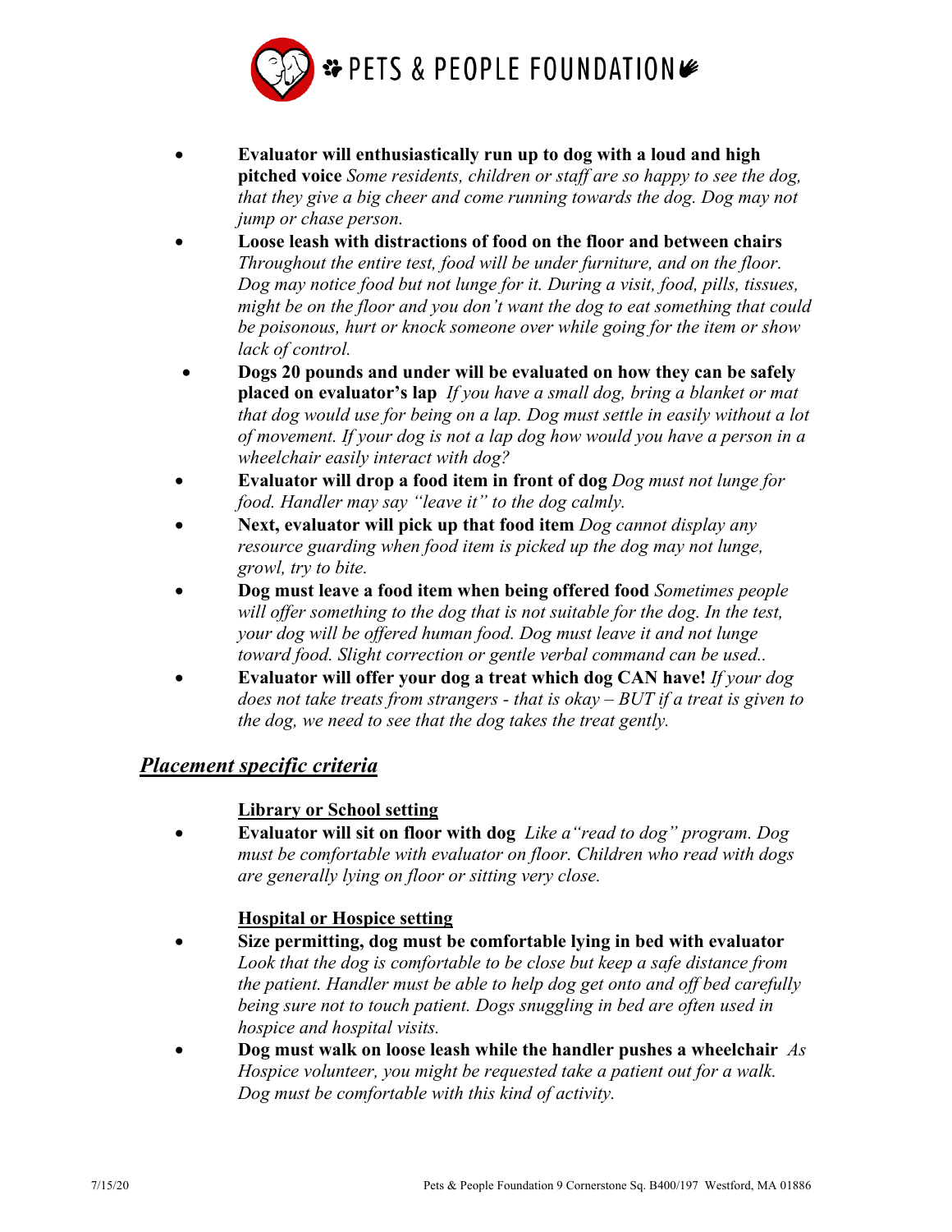- **Evaluator will enthusiastically run up to dog with a loud and high pitched voice** *Some residents, children or staff are so happy to see the dog, that they give a big cheer and come running towards the dog. Dog may not jump or chase person.*
- **Loose leash with distractions of food on the floor and between chairs** *Throughout the entire test, food will be under furniture, and on the floor. Dog may notice food but not lunge for it. During a visit, food, pills, tissues, might be on the floor and you don't want the dog to eat something that could be poisonous, hurt or knock someone over while going for the item or show lack of control.*
- **Dogs 20 pounds and under will be evaluated on how they can be safely placed on evaluator's lap** *If you have a small dog, bring a blanket or mat that dog would use for being on a lap. Dog must settle in easily without a lot of movement. If your dog is not a lap dog how would you have a person in a wheelchair easily interact with dog?*
- **Evaluator will drop a food item in front of dog** *Dog must not lunge for food. Handler may say "leave it" to the dog calmly.*
- **Next, evaluator will pick up that food item** *Dog cannot display any resource guarding when food item is picked up the dog may not lunge, growl, try to bite.*
- **Dog must leave a food item when being offered food** *Sometimes people will offer something to the dog that is not suitable for the dog. In the test, your dog will be offered human food. Dog must leave it and not lunge toward food. Slight correction or gentle verbal command can be used..*
- **Evaluator will offer your dog a treat which dog CAN have!** *If your dog does not take treats from strangers - that is okay – BUT if a treat is given to the dog, we need to see that the dog takes the treat gently.*

## ***Placement specific criteria***

**Library or School setting**

- **Evaluator will sit on floor with dog** *Like a"read to dog" program. Dog must be comfortable with evaluator on floor. Children who read with dogs are generally lying on floor or sitting very close.*

**Hospital or Hospice setting**

- **Size permitting, dog must be comfortable lying in bed with evaluator** *Look that the dog is comfortable to be close but keep a safe distance from the patient. Handler must be able to help dog get onto and off bed carefully being sure not to touch patient. Dogs snuggling in bed are often used in hospice and hospital visits.*
- **Dog must walk on loose leash while the handler pushes a wheelchair** *As Hospice volunteer, you might be requested take a patient out for a walk. Dog must be comfortable with this kind of activity.*